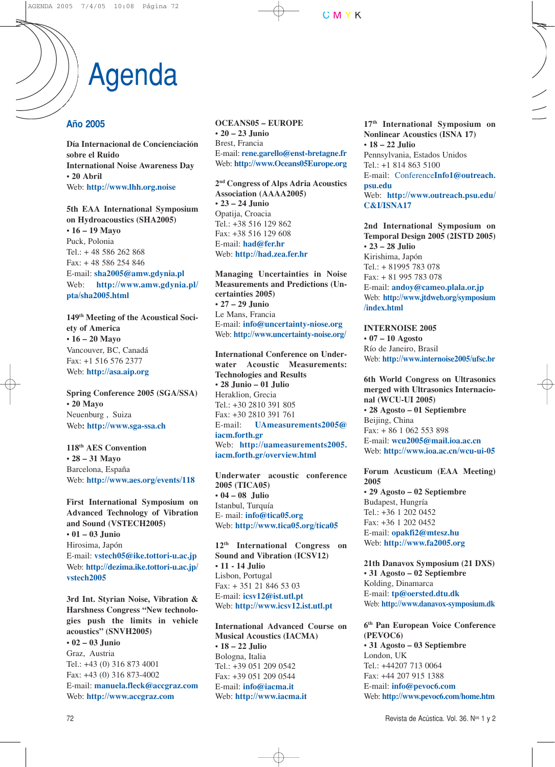# Agenda

## Año 2005

**Día Internacional de Concienciación sobre el Ruido**
**International Noise Awareness Day**
**• 20 Abril**
Web: http://www.lhh.org.noise

**5th EAA International Symposium on Hydroacoustics (SHA2005)**
**• 16 – 19 Mayo**
Puck, Polonia
Tel.: + 48 586 262 868
Fax: + 48 586 254 846
E-mail: sha2005@amw.gdynia.pl
Web: http://www.amw.gdynia.pl/pta/sha2005.html

**149th Meeting of the Acoustical Society of America**
**• 16 – 20 Mayo**
Vancouver, BC, Canadá
Fax: +1 516 576 2377
Web: http://asa.aip.org

**Spring Conference 2005 (SGA/SSA)**
**• 20 Mayo**
Neuenburg , Suiza
Web: http://www.sga-ssa.ch

**118th AES Convention**
**• 28 – 31 Mayo**
Barcelona, España
Web: http://www.aes.org/events/118

**First International Symposium on Advanced Technology of Vibration and Sound (VSTECH2005)**
**• 01 – 03 Junio**
Hirosima, Japón
E-mail: vstech05@ike.tottori-u.ac.jp
Web: http://dezima.ike.tottori-u.ac.jp/vstech2005

**3rd Int. Styrian Noise, Vibration & Harshness Congress "New technologies push the limits in vehicle acoustics" (SNVH2005)**
**• 02 – 03 Junio**
Graz, Austria
Tel.: +43 (0) 316 873 4001
Fax: +43 (0) 316 873-4002
E-mail: manuela.fleck@accgraz.com
Web: http://www.accgraz.com

**OCEANS05 – EUROPE**
**• 20 – 23 Junio**
Brest, Francia
E-mail: rene.garello@enst-bretagne.fr
Web: http://www.Oceans05Europe.org

**2nd Congress of Alps Adria Acoustics Association (AAAA2005)**
**• 23 – 24 Junio**
Opatija, Croacia
Tel.: +38 516 129 862
Fax: +38 516 129 608
E-mail: had@fer.hr
Web: http://had.zea.fer.hr

**Managing Uncertainties in Noise Measurements and Predictions (Uncertainties 2005)**
**• 27 – 29 Junio**
Le Mans, Francia
E-mail: info@uncertainty-niose.org
Web: http://www.uncertainty-noise.org/

**International Conference on Underwater Acoustic Measurements: Technologies and Results**
**• 28 Junio – 01 Julio**
Heraklion, Grecia
Tel.: +30 2810 391 805
Fax: +30 2810 391 761
E-mail: UAmeasurements2005@iacm.forth.gr
Web: http://uameasurements2005.iacm.forth.gr/overview.html

**Underwater acoustic conference 2005 (TICA05)**
**• 04 – 08 Julio**
Istanbul, Turquía
E- mail: info@tica05.org
Web: http://www.tica05.org/tica05

**12th International Congress on Sound and Vibration (ICSV12)**
**• 11 - 14 Julio**
Lisbon, Portugal
Fax: + 351 21 846 53 03
E-mail: icsv12@ist.utl.pt
Web: http://www.icsv12.ist.utl.pt

**International Advanced Course on Musical Acoustics (IACMA)**
**• 18 – 22 Julio**
Bologna, Italia
Tel.: +39 051 209 0542
Fax: +39 051 209 0544
E-mail: info@iacma.it
Web: http://www.iacma.it

**17th International Symposium on Nonlinear Acoustics (ISNA 17)**
**• 18 – 22 Julio**
Pennsylvania, Estados Unidos
Tel.: +1 814 863 5100
E-mail: ConferenceInfo1@outreach.psu.edu
Web: http://www.outreach.psu.edu/C&I/ISNA17

**2nd International Symposium on Temporal Design 2005 (2ISTD 2005)**
**• 23 – 28 Julio**
Kirishima, Japón
Tel.: + 81995 783 078
Fax: + 81 995 783 078
E-mail: andoy@cameo.plala.or.jp
Web: http://www.jtdweb.org/symposium/index.html

**INTERNOISE 2005**
**• 07 – 10 Agosto**
Río de Janeiro, Brasil
Web: http://www.internoise2005/ufsc.br

**6th World Congress on Ultrasonics merged with Ultrasonics Internacional (WCU-UI 2005)**
**• 28 Agosto – 01 Septiembre**
Beijing, China
Fax: + 86 1 062 553 898
E-mail: wcu2005@mail.ioa.ac.cn
Web: http://www.ioa.ac.cn/wcu-ui-05

**Forum Acusticum (EAA Meeting) 2005**
**• 29 Agosto – 02 Septiembre**
Budapest, Hungría
Tel.: +36 1 202 0452
Fax: +36 1 202 0452
E-mail: opakfi2@mtesz.hu
Web: http://www.fa2005.org

**21th Danavox Symposium (21 DXS)**
**• 31 Agosto – 02 Septiembre**
Kolding, Dinamarca
E-mail: tp@oersted.dtu.dk
Web: http://www.danavox-symposium.dk

**6th Pan European Voice Conference (PEVOC6)**
**• 31 Agosto – 03 Septiembre**
London, UK
Tel.: +44207 713 0064
Fax: +44 207 915 1388
E-mail: info@pevoc6.com
Web: http://www.pevoc6.com/home.htm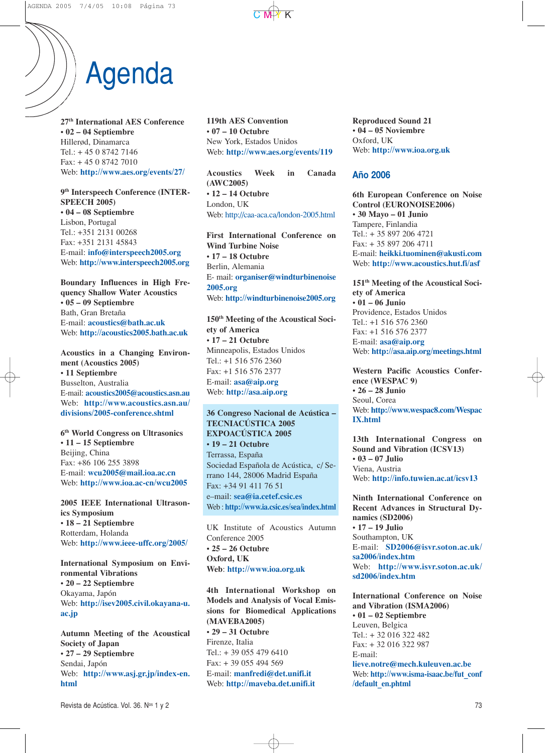# Agenda

**27[th] International AES Conference**
**• 02 – 04 Septiembre**
Hillerød, Dinamarca
Tel.: + 45 0 8742 7146
Fax: + 45 0 8742 7010
Web: **http://www.aes.org/events/27/**

**9[th] Interspeech Conference (INTERSPEECH 2005)**
**• 04 – 08 Septiembre**
Lisbon, Portugal
Tel.: +351 2131 00268
Fax: +351 2131 45843
E-mail: **info@interspeech2005.org**
Web: **http://www.interspeech2005.org**

**Boundary Influences in High Frequency Shallow Water Acoustics**
**• 05 – 09 Septiembre**
Bath, Gran Bretaña
E-mail: **acoustics@bath.ac.uk**
Web: **http://acoustics2005.bath.ac.uk**

**Acoustics in a Changing Environment (Acoustics 2005)**
**• 11 Septiembre**
Busselton, Australia
E-mail: **acoustics2005@acoustics.asn.au**
Web: **http://www.acoustics.asn.au/divisions/2005-conference.shtml**

**6[th] World Congress on Ultrasonics**
**• 11 – 15 Septiembre**
Beijing, China
Fax: +86 106 255 3898
E-mail: **wcu2005@mail.ioa.ac.cn**
Web: **http://www.ioa.ac-cn/wcu2005**

**2005 IEEE International Ultrasonics Symposium**
**• 18 – 21 Septiembre**
Rotterdam, Holanda
Web: **http://www.ieee-uffc.org/2005/**

**International Symposium on Environmental Vibrations**
**• 20 – 22 Septiembre**
Okayama, Japón
Web: **http://isev2005.civil.okayana-u.ac.jp**

**Autumn Meeting of the Acoustical Society of Japan**
**• 27 – 29 Septiembre**
Sendai, Japón
Web: **http://www.asj.gr.jp/index-en.html**

**119th AES Convention**
**• 07 – 10 Octubre**
New York, Estados Unidos
Web: **http://www.aes.org/events/119**

**Acoustics Week in Canada (AWC2005)**
**• 12 – 14 Octubre**
London, UK
Web: http://caa-aca.ca/london-2005.html

**First International Conference on Wind Turbine Noise**
**• 17 – 18 Octubre**
Berlin, Alemania
E- mail: **organiser@windturbinenoise2005.org**
Web: **http://windturbinenoise2005.org**

**150[th] Meeting of the Acoustical Society of America**
**• 17 – 21 Octubre**
Minneapolis, Estados Unidos
Tel.: +1 516 576 2360
Fax: +1 516 576 2377
E-mail: **asa@aip.org**
Web: **http://asa.aip.org**

**36 Congreso Nacional de Acústica – TECNIACÚSTICA 2005**
**EXPOACÚSTICA 2005**
**• 19 – 21 Octubre**
Terrassa, España
Sociedad Española de Acústica, c/ Serrano 144, 28006 Madrid España
Fax: +34 91 411 76 51
e–mail: **sea@ia.cetef.csic.es**
Web : **http://www.ia.csic.es/sea/index.html**

UK Institute of Acoustics Autumn Conference 2005
**• 25 – 26 Octubre**
**Oxford, UK**
**Web**: **http://www.ioa.org.uk**

**4th International Workshop on Models and Analysis of Vocal Emissions for Biomedical Applications (MAVEBA2005)**
**• 29 – 31 Octubre**
Firenze, Italia
Tel.: + 39 055 479 6410
Fax: + 39 055 494 569
E-mail: **manfredi@det.unifi.it**
Web: **http://maveba.det.unifi.it**

**Reproduced Sound 21**
**• 04 – 05 Noviembre**
Oxford, UK
Web: **http://www.ioa.org.uk**

## Año 2006

**6th European Conference on Noise Control (EURONOISE2006)**
**• 30 Mayo – 01 Junio**
Tampere, Finlandia
Tel.: + 35 897 206 4721
Fax: + 35 897 206 4711
E-mail: **heikki.tuominen@akusti.com**
Web: **http://www.acoustics.hut.fi/asf**

**151[th] Meeting of the Acoustical Society of America**
**• 01 – 06 Junio**
Providence, Estados Unidos
Tel.: +1 516 576 2360
Fax: +1 516 576 2377
E-mail: **asa@aip.org**
Web: **http://asa.aip.org/meetings.html**

**Western Pacific Acoustics Conference (WESPAC 9)**
**• 26 – 28 Junio**
Seoul, Corea
Web: **http://www.wespac8.com/WespacIX.html**

**13th International Congress on Sound and Vibration (ICSV13)**
**• 03 – 07 Julio**
Viena, Austria
Web: **http://info.tuwien.ac.at/icsv13**

**Ninth International Conference on Recent Advances in Structural Dynamics (SD2006)**
**• 17 – 19 Julio**
Southampton, UK
E-mail: **SD2006@isvr.soton.ac.uk/sa2006/index.htm**
Web: **http://www.isvr.soton.ac.uk/sd2006/index.htm**

**International Conference on Noise and Vibration (ISMA2006)**
**• 01 – 02 Septiembre**
Leuven, Belgica
Tel.: + 32 016 322 482
Fax: + 32 016 322 987
E-mail: **lieve.notre@mech.kuleuven.ac.be**
Web: **http://www.isma-isaac.be/fut_conf/default_en.phtml**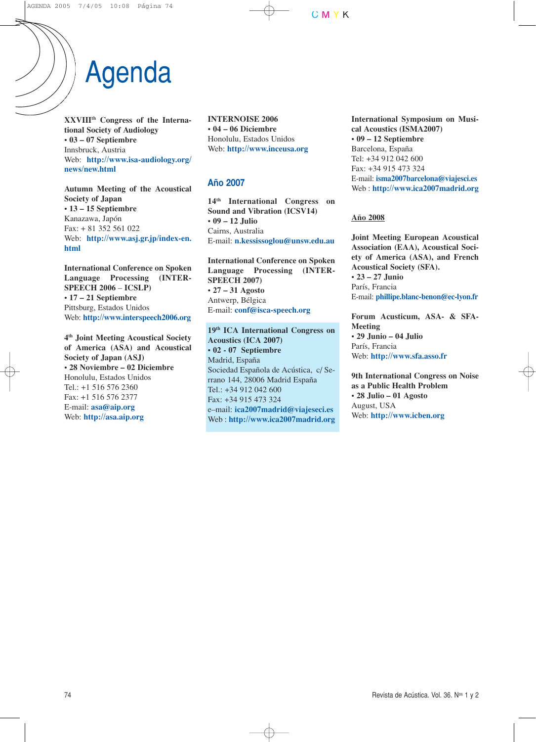# Agenda

**XXVIII[th] Congress of the International Society of Audiology**
**• 03 – 07 Septiembre**
Innsbruck, Austria
Web: **http://www.isa-audiology.org/news/new.html**

**Autumn Meeting of the Acoustical Society of Japan**
**• 13 – 15 Septiembre**
Kanazawa, Japón
Fax: + 81 352 561 022
Web: **http://www.asj.gr.jp/index-en.html**

**International Conference on Spoken Language Processing (INTERSPEECH 2006 – ICSLP)**
**• 17 – 21 Septiembre**
Pittsburg, Estados Unidos
Web: **http://www.interspeech2006.org**

**4[th] Joint Meeting Acoustical Society of America (ASA) and Acoustical Society of Japan (ASJ)**
**• 28 Noviembre – 02 Diciembre**
Honolulu, Estados Unidos
Tel.: +1 516 576 2360
Fax: +1 516 576 2377
E-mail: **asa@aip.org**
Web: **http://asa.aip.org**

**INTERNOISE 2006**
**• 04 – 06 Diciembre**
Honolulu, Estados Unidos
Web: **http://www.inceusa.org**

## Año 2007

**14[th] International Congress on Sound and Vibration (ICSV14)**
**• 09 – 12 Julio**
Cairns, Australia
E-mail: **n.kessissoglou@unsw.edu.au**

**International Conference on Spoken Language Processing (INTERSPEECH 2007)**
**• 27 – 31 Agosto**
Antwerp, Bélgica
E-mail: **conf@isca-speech.org**

**19[th] ICA International Congress on Acoustics (ICA 2007)**
**• 02 - 07 Septiembre**
Madrid, España
Sociedad Española de Acústica, c/ Serrano 144, 28006 Madrid España
Tel.: +34 912 042 600
Fax: +34 915 473 324
e–mail: **ica2007madrid@viajeseci.es**
Web : **http://www.ica2007madrid.org**

**International Symposium on Musical Acoustics (ISMA2007)**
**• 09 – 12 Septiembre**
Barcelona, España
Tel: +34 912 042 600
Fax: +34 915 473 324
E-mail: **isma2007barcelona@viajesci.es**
Web : **http://www.ica2007madrid.org**

## Año 2008

**Joint Meeting European Acoustical Association (EAA), Acoustical Society of America (ASA), and French Acoustical Society (SFA).**
**• 23 – 27 Junio**
París, Francia
E-mail: **phillipe.blanc-benon@ec-lyon.fr**

**Forum Acusticum, ASA- & SFA-Meeting**
**• 29 Junio – 04 Julio**
París, Francia
Web: **http://www.sfa.asso.fr**

**9th International Congress on Noise as a Public Health Problem**
**• 28 Julio – 01 Agosto**
August, USA
Web: **http://www.icben.org**